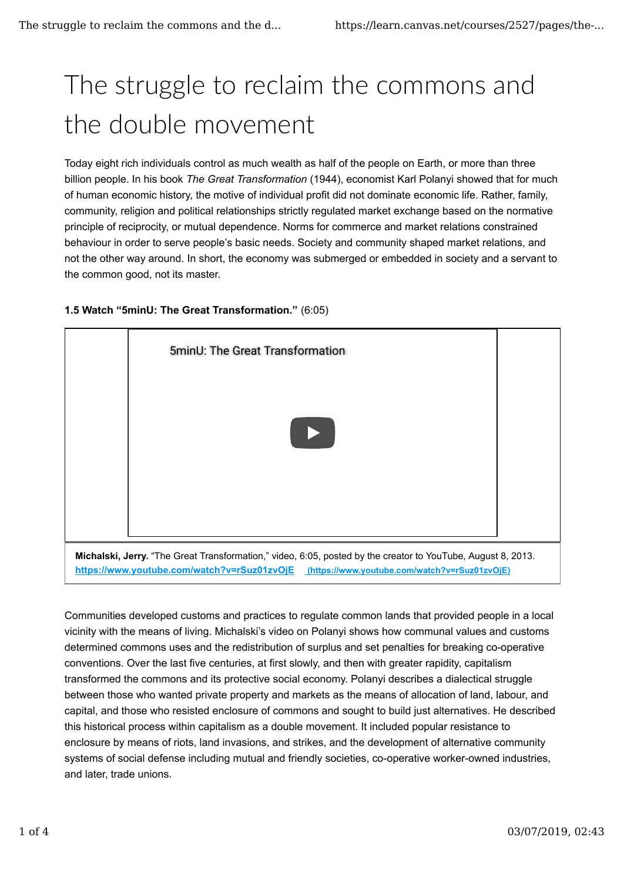# The struggle to reclaim the commons and the double movement

Today eight rich individuals control as much wealth as half of the people on Earth, or more than three billion people. In his book *The Great Transformation* (1944), economist Karl Polanyi showed that for much of human economic history, the motive of individual profit did not dominate economic life. Rather, family, community, religion and political relationships strictly regulated market exchange based on the normative principle of reciprocity, or mutual dependence. Norms for commerce and market relations constrained behaviour in order to serve people's basic needs. Society and community shaped market relations, and not the other way around. In short, the economy was submerged or embedded in society and a servant to the common good, not its master.

**1.5 Watch "5minU: The Great Transformation."** (6:05)

5minU: The Great Transformation

**Michalski, Jerry.** "The Great Transformation," video, 6:05, posted by the creator to YouTube, August 8, 2013. **https://www.youtube.com/watch?v=rSuz01zvOjE** **(https://www.youtube.com/watch?v=rSuz01zvOjE)**

Communities developed customs and practices to regulate common lands that provided people in a local vicinity with the means of living. Michalski's video on Polanyi shows how communal values and customs determined commons uses and the redistribution of surplus and set penalties for breaking co-operative conventions. Over the last five centuries, at first slowly, and then with greater rapidity, capitalism transformed the commons and its protective social economy. Polanyi describes a dialectical struggle between those who wanted private property and markets as the means of allocation of land, labour, and capital, and those who resisted enclosure of commons and sought to build just alternatives. He described this historical process within capitalism as a double movement. It included popular resistance to enclosure by means of riots, land invasions, and strikes, and the development of alternative community systems of social defense including mutual and friendly societies, co-operative worker-owned industries, and later, trade unions.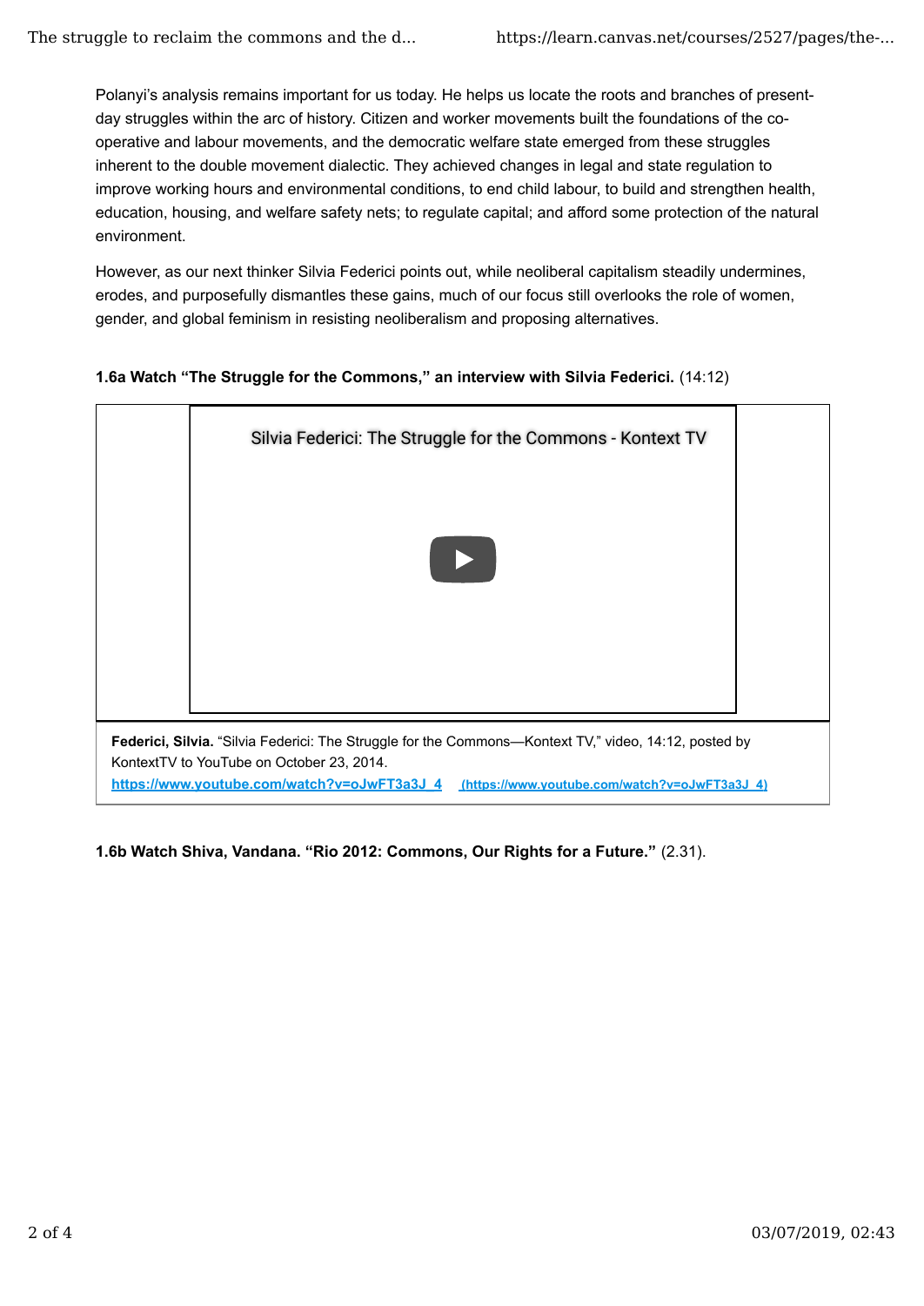Polanyi's analysis remains important for us today. He helps us locate the roots and branches of present-day struggles within the arc of history. Citizen and worker movements built the foundations of the co-operative and labour movements, and the democratic welfare state emerged from these struggles inherent to the double movement dialectic. They achieved changes in legal and state regulation to improve working hours and environmental conditions, to end child labour, to build and strengthen health, education, housing, and welfare safety nets; to regulate capital; and afford some protection of the natural environment.

However, as our next thinker Silvia Federici points out, while neoliberal capitalism steadily undermines, erodes, and purposefully dismantles these gains, much of our focus still overlooks the role of women, gender, and global feminism in resisting neoliberalism and proposing alternatives.

**1.6a Watch "The Struggle for the Commons," an interview with Silvia Federici.** (14:12)

Silvia Federici: The Struggle for the Commons - Kontext TV

**Federici, Silvia.** "Silvia Federici: The Struggle for the Commons—Kontext TV," video, 14:12, posted by KontextTV to YouTube on October 23, 2014.
https://www.youtube.com/watch?v=oJwFT3a3J_4 (https://www.youtube.com/watch?v=oJwFT3a3J_4)

**1.6b Watch Shiva, Vandana. "Rio 2012: Commons, Our Rights for a Future."** (2.31).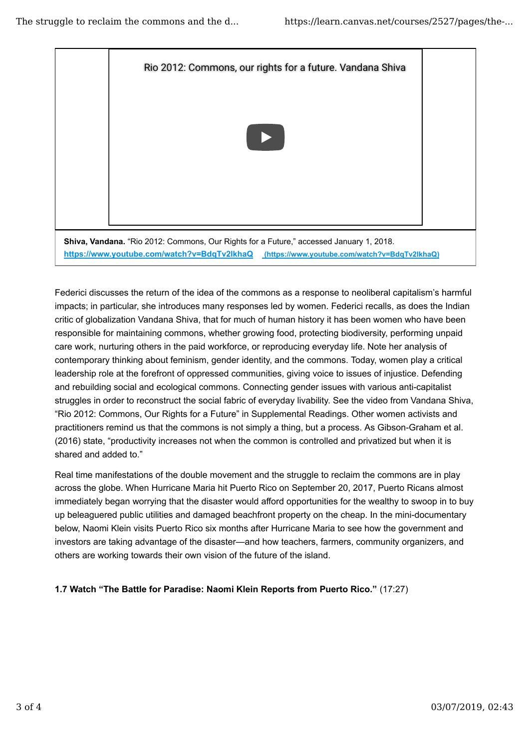Rio 2012: Commons, our rights for a future. Vandana Shiva

**Shiva, Vandana.** "Rio 2012: Commons, Our Rights for a Future," accessed January 1, 2018. https://www.youtube.com/watch?v=BdqTv2lkhaQ (https://www.youtube.com/watch?v=BdqTv2lkhaQ)

Federici discusses the return of the idea of the commons as a response to neoliberal capitalism's harmful impacts; in particular, she introduces many responses led by women. Federici recalls, as does the Indian critic of globalization Vandana Shiva, that for much of human history it has been women who have been responsible for maintaining commons, whether growing food, protecting biodiversity, performing unpaid care work, nurturing others in the paid workforce, or reproducing everyday life. Note her analysis of contemporary thinking about feminism, gender identity, and the commons. Today, women play a critical leadership role at the forefront of oppressed communities, giving voice to issues of injustice. Defending and rebuilding social and ecological commons. Connecting gender issues with various anti-capitalist struggles in order to reconstruct the social fabric of everyday livability. See the video from Vandana Shiva, "Rio 2012: Commons, Our Rights for a Future" in Supplemental Readings. Other women activists and practitioners remind us that the commons is not simply a thing, but a process. As Gibson-Graham et al. (2016) state, "productivity increases not when the common is controlled and privatized but when it is shared and added to."

Real time manifestations of the double movement and the struggle to reclaim the commons are in play across the globe. When Hurricane Maria hit Puerto Rico on September 20, 2017, Puerto Ricans almost immediately began worrying that the disaster would afford opportunities for the wealthy to swoop in to buy up beleaguered public utilities and damaged beachfront property on the cheap. In the mini-documentary below, Naomi Klein visits Puerto Rico six months after Hurricane Maria to see how the government and investors are taking advantage of the disaster—and how teachers, farmers, community organizers, and others are working towards their own vision of the future of the island.

**1.7 Watch "The Battle for Paradise: Naomi Klein Reports from Puerto Rico."** (17:27)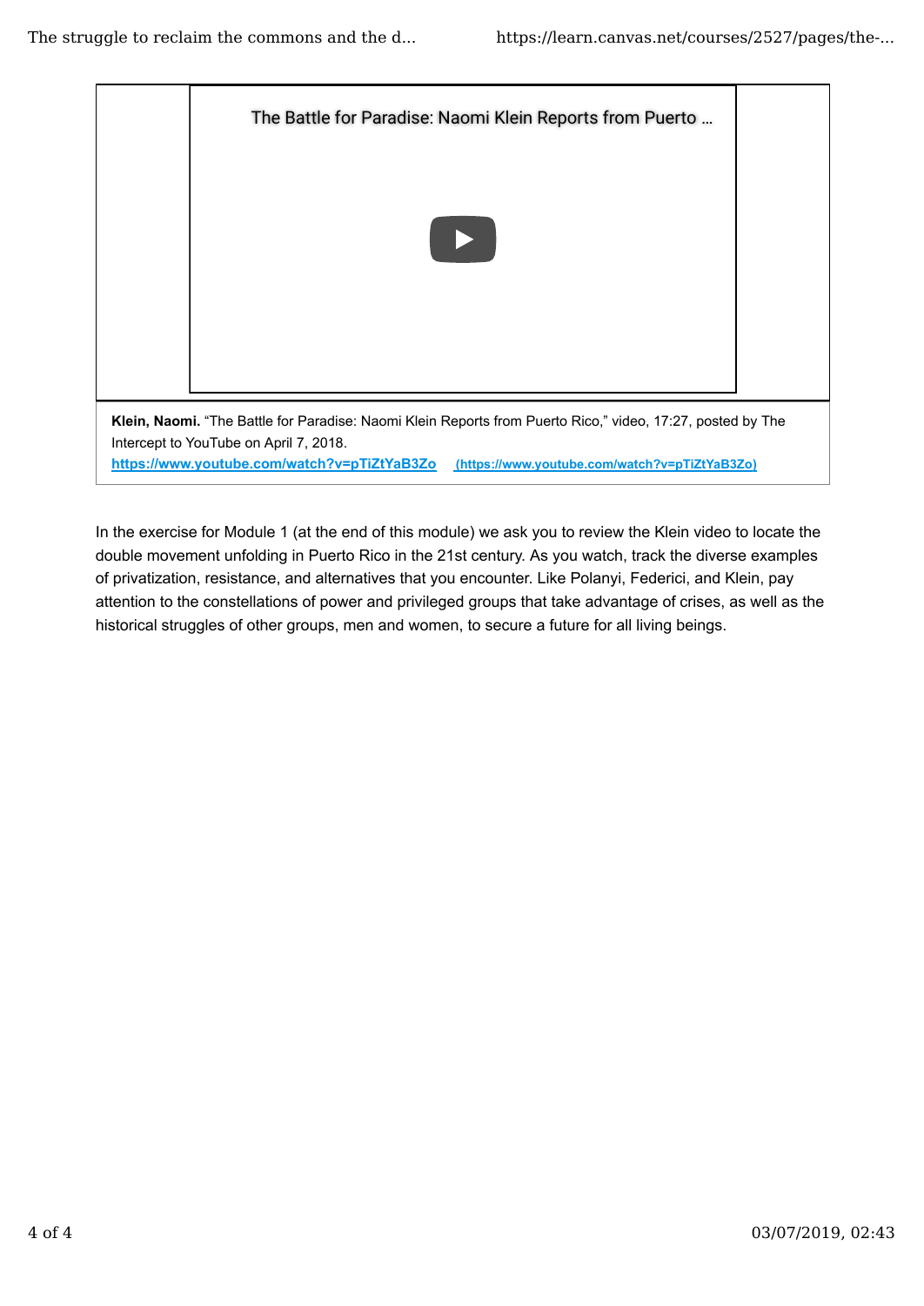The Battle for Paradise: Naomi Klein Reports from Puerto ...

**Klein, Naomi.** "The Battle for Paradise: Naomi Klein Reports from Puerto Rico," video, 17:27, posted by The Intercept to YouTube on April 7, 2018.
**https://www.youtube.com/watch?v=pTiZtYaB3Zo** (https://www.youtube.com/watch?v=pTiZtYaB3Zo)

In the exercise for Module 1 (at the end of this module) we ask you to review the Klein video to locate the double movement unfolding in Puerto Rico in the 21st century. As you watch, track the diverse examples of privatization, resistance, and alternatives that you encounter. Like Polanyi, Federici, and Klein, pay attention to the constellations of power and privileged groups that take advantage of crises, as well as the historical struggles of other groups, men and women, to secure a future for all living beings.